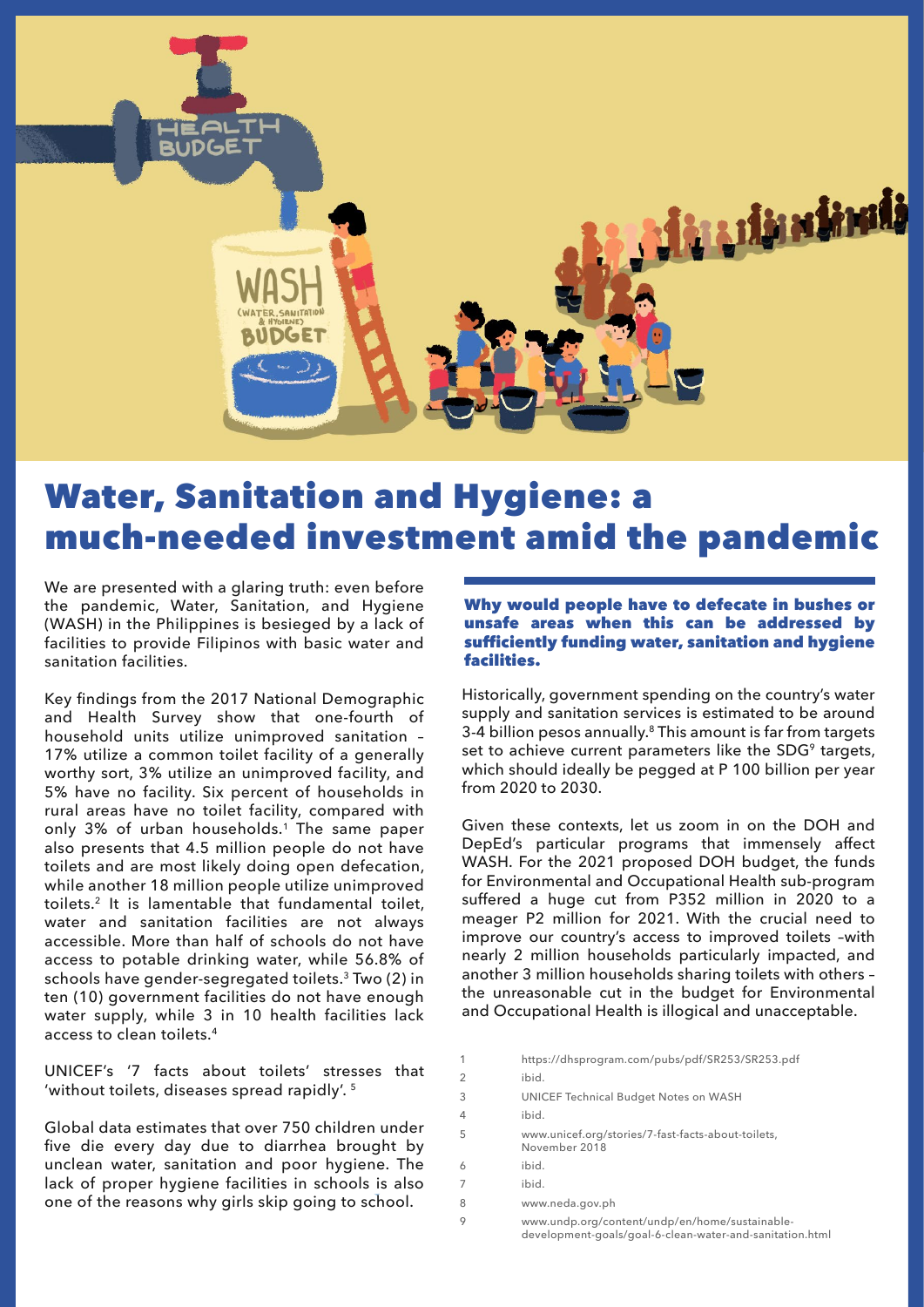# Water, Sanitation and Hygiene: a much-needed investment amid the pandemic

We are presented with a glaring truth: even before the pandemic, Water, Sanitation, and Hygiene (WASH) in the Philippines is besieged by a lack of facilities to provide Filipinos with basic water and sanitation facilities.

Key findings from the 2017 National Demographic and Health Survey show that one-fourth of household units utilize unimproved sanitation – 17% utilize a common toilet facility of a generally worthy sort, 3% utilize an unimproved facility, and 5% have no facility. Six percent of households in rural areas have no toilet facility, compared with only 3% of urban households.[1] The same paper also presents that 4.5 million people do not have toilets and are most likely doing open defecation, while another 18 million people utilize unimproved toilets.[2] It is lamentable that fundamental toilet, water and sanitation facilities are not always accessible. More than half of schools do not have access to potable drinking water, while 56.8% of schools have gender-segregated toilets.[3] Two (2) in ten (10) government facilities do not have enough water supply, while 3 in 10 health facilities lack access to clean toilets.[4]

UNICEF's '7 facts about toilets' stresses that 'without toilets, diseases spread rapidly'. [5]

Global data estimates that over 750 children under five die every day due to diarrhea brought by unclean water, sanitation and poor hygiene. The lack of proper hygiene facilities in schools is also one of the reasons why girls skip going to school.

**Why would people have to defecate in bushes or unsafe areas when this can be addressed by sufficiently funding water, sanitation and hygiene facilities.**

Historically, government spending on the country's water supply and sanitation services is estimated to be around 3-4 billion pesos annually.[8] This amount is far from targets set to achieve current parameters like the SDG[9] targets, which should ideally be pegged at P 100 billion per year from 2020 to 2030.

Given these contexts, let us zoom in on the DOH and DepEd's particular programs that immensely affect WASH. For the 2021 proposed DOH budget, the funds for Environmental and Occupational Health sub-program suffered a huge cut from P352 million in 2020 to a meager P2 million for 2021. With the crucial need to improve our country's access to improved toilets –with nearly 2 million households particularly impacted, and another 3 million households sharing toilets with others – the unreasonable cut in the budget for Environmental and Occupational Health is illogical and unacceptable.

1. https://dhsprogram.com/pubs/pdf/SR253/SR253.pdf
2. ibid.
3. UNICEF Technical Budget Notes on WASH
4. ibid.
5. www.unicef.org/stories/7-fast-facts-about-toilets, November 2018
6. ibid.
7. ibid.
8. www.neda.gov.ph
9. www.undp.org/content/undp/en/home/sustainable-development-goals/goal-6-clean-water-and-sanitation.html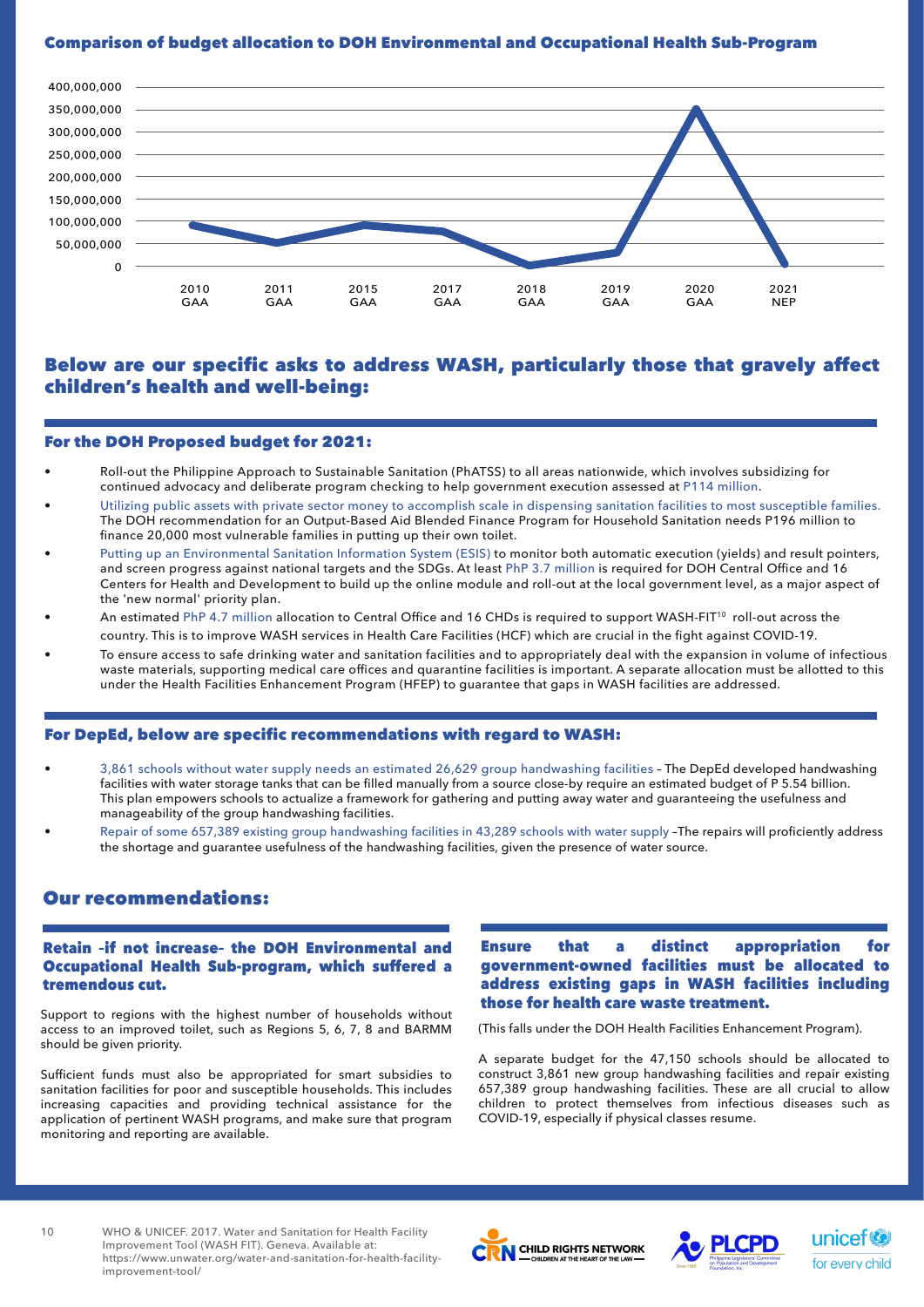## Comparison of budget allocation to DOH Environmental and Occupational Health Sub-Program

400,000,000
350,000,000
300,000,000
250,000,000
200,000,000
150,000,000
100,000,000
50,000,000
0

2010 GAA
2011 GAA
2015 GAA
2017 GAA
2018 GAA
2019 GAA
2020 GAA
2021 NEP

## Below are our specific asks to address WASH, particularly those that gravely affect children's health and well-being:

### For the DOH Proposed budget for 2021:

- Roll-out the Philippine Approach to Sustainable Sanitation (PhATSS) to all areas nationwide, which involves subsidizing for continued advocacy and deliberate program checking to help government execution assessed at P114 million.
- Utilizing public assets with private sector money to accomplish scale in dispensing sanitation facilities to most susceptible families. The DOH recommendation for an Output-Based Aid Blended Finance Program for Household Sanitation needs P196 million to finance 20,000 most vulnerable families in putting up their own toilet.
- Putting up an Environmental Sanitation Information System (ESIS) to monitor both automatic execution (yields) and result pointers, and screen progress against national targets and the SDGs. At least PhP 3.7 million is required for DOH Central Office and 16 Centers for Health and Development to build up the online module and roll-out at the local government level, as a major aspect of the 'new normal' priority plan.
- An estimated PhP 4.7 million allocation to Central Office and 16 CHDs is required to support WASH-FIT[10] roll-out across the country. This is to improve WASH services in Health Care Facilities (HCF) which are crucial in the fight against COVID-19.
- To ensure access to safe drinking water and sanitation facilities and to appropriately deal with the expansion in volume of infectious waste materials, supporting medical care offices and quarantine facilities is important. A separate allocation must be allotted to this under the Health Facilities Enhancement Program (HFEP) to guarantee that gaps in WASH facilities are addressed.

### For DepEd, below are specific recommendations with regard to WASH:

- 3,861 schools without water supply needs an estimated 26,629 group handwashing facilities – The DepEd developed handwashing facilities with water storage tanks that can be filled manually from a source close-by require an estimated budget of P 5.54 billion. This plan empowers schools to actualize a framework for gathering and putting away water and guaranteeing the usefulness and manageability of the group handwashing facilities.
- Repair of some 657,389 existing group handwashing facilities in 43,289 schools with water supply –The repairs will proficiently address the shortage and guarantee usefulness of the handwashing facilities, given the presence of water source.

## Our recommendations:

### Retain -if not increase- the DOH Environmental and Occupational Health Sub-program, which suffered a tremendous cut.

Support to regions with the highest number of households without access to an improved toilet, such as Regions 5, 6, 7, 8 and BARMM should be given priority.

Sufficient funds must also be appropriated for smart subsidies to sanitation facilities for poor and susceptible households. This includes increasing capacities and providing technical assistance for the application of pertinent WASH programs, and make sure that program monitoring and reporting are available.

### Ensure that a distinct appropriation for government-owned facilities must be allocated to address existing gaps in WASH facilities including those for health care waste treatment.

(This falls under the DOH Health Facilities Enhancement Program).

A separate budget for the 47,150 schools should be allocated to construct 3,861 new group handwashing facilities and repair existing 657,389 group handwashing facilities. These are all crucial to allow children to protect themselves from infectious diseases such as COVID-19, especially if physical classes resume.

10 WHO & UNICEF. 2017. Water and Sanitation for Health Facility Improvement Tool (WASH FIT). Geneva. Available at: https://www.unwater.org/water-and-sanitation-for-health-facility-improvement-tool/